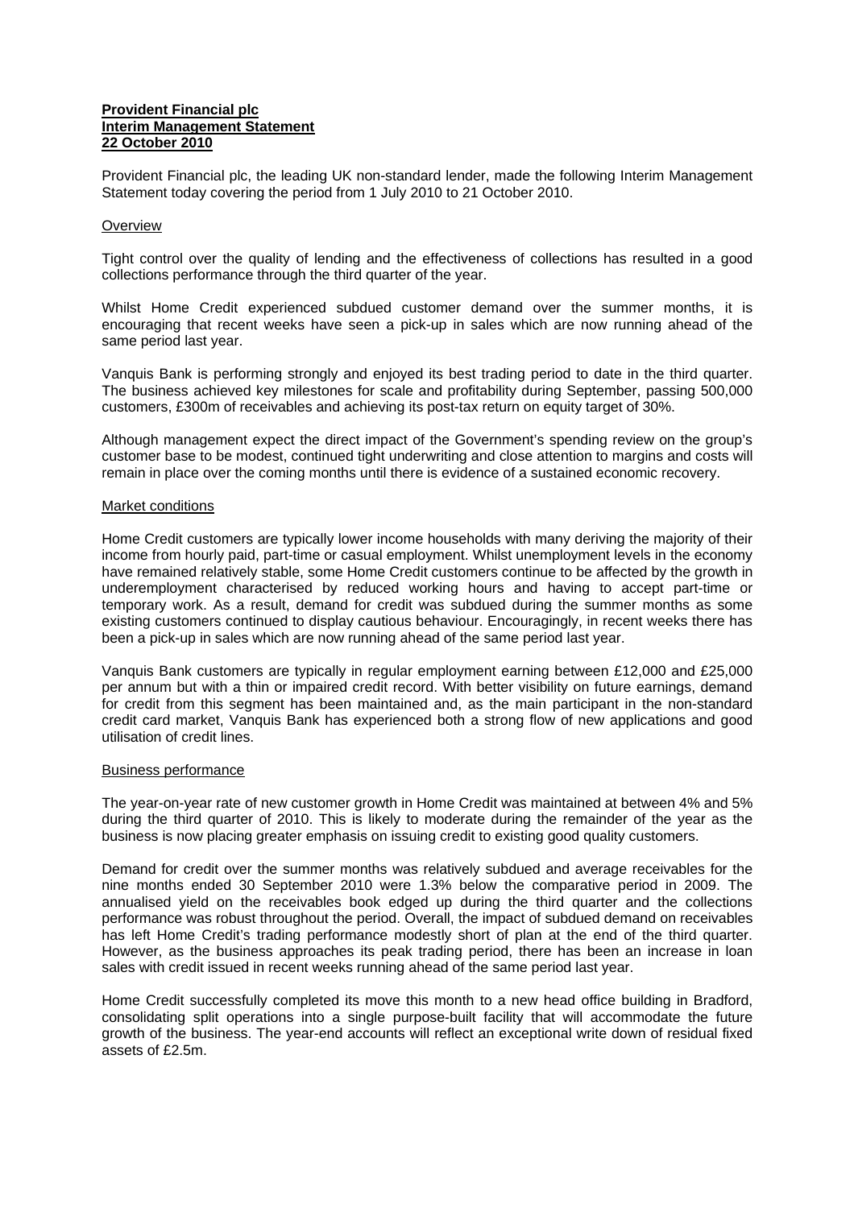**Provident Financial plc**
**Interim Management Statement**
**22 October 2010**

Provident Financial plc, the leading UK non-standard lender, made the following Interim Management Statement today covering the period from 1 July 2010 to 21 October 2010.

## Overview

Tight control over the quality of lending and the effectiveness of collections has resulted in a good collections performance through the third quarter of the year.

Whilst Home Credit experienced subdued customer demand over the summer months, it is encouraging that recent weeks have seen a pick-up in sales which are now running ahead of the same period last year.

Vanquis Bank is performing strongly and enjoyed its best trading period to date in the third quarter. The business achieved key milestones for scale and profitability during September, passing 500,000 customers, £300m of receivables and achieving its post-tax return on equity target of 30%.

Although management expect the direct impact of the Government's spending review on the group's customer base to be modest, continued tight underwriting and close attention to margins and costs will remain in place over the coming months until there is evidence of a sustained economic recovery.

## Market conditions

Home Credit customers are typically lower income households with many deriving the majority of their income from hourly paid, part-time or casual employment. Whilst unemployment levels in the economy have remained relatively stable, some Home Credit customers continue to be affected by the growth in underemployment characterised by reduced working hours and having to accept part-time or temporary work. As a result, demand for credit was subdued during the summer months as some existing customers continued to display cautious behaviour. Encouragingly, in recent weeks there has been a pick-up in sales which are now running ahead of the same period last year.

Vanquis Bank customers are typically in regular employment earning between £12,000 and £25,000 per annum but with a thin or impaired credit record. With better visibility on future earnings, demand for credit from this segment has been maintained and, as the main participant in the non-standard credit card market, Vanquis Bank has experienced both a strong flow of new applications and good utilisation of credit lines.

## Business performance

The year-on-year rate of new customer growth in Home Credit was maintained at between 4% and 5% during the third quarter of 2010. This is likely to moderate during the remainder of the year as the business is now placing greater emphasis on issuing credit to existing good quality customers.

Demand for credit over the summer months was relatively subdued and average receivables for the nine months ended 30 September 2010 were 1.3% below the comparative period in 2009. The annualised yield on the receivables book edged up during the third quarter and the collections performance was robust throughout the period. Overall, the impact of subdued demand on receivables has left Home Credit's trading performance modestly short of plan at the end of the third quarter. However, as the business approaches its peak trading period, there has been an increase in loan sales with credit issued in recent weeks running ahead of the same period last year.

Home Credit successfully completed its move this month to a new head office building in Bradford, consolidating split operations into a single purpose-built facility that will accommodate the future growth of the business. The year-end accounts will reflect an exceptional write down of residual fixed assets of £2.5m.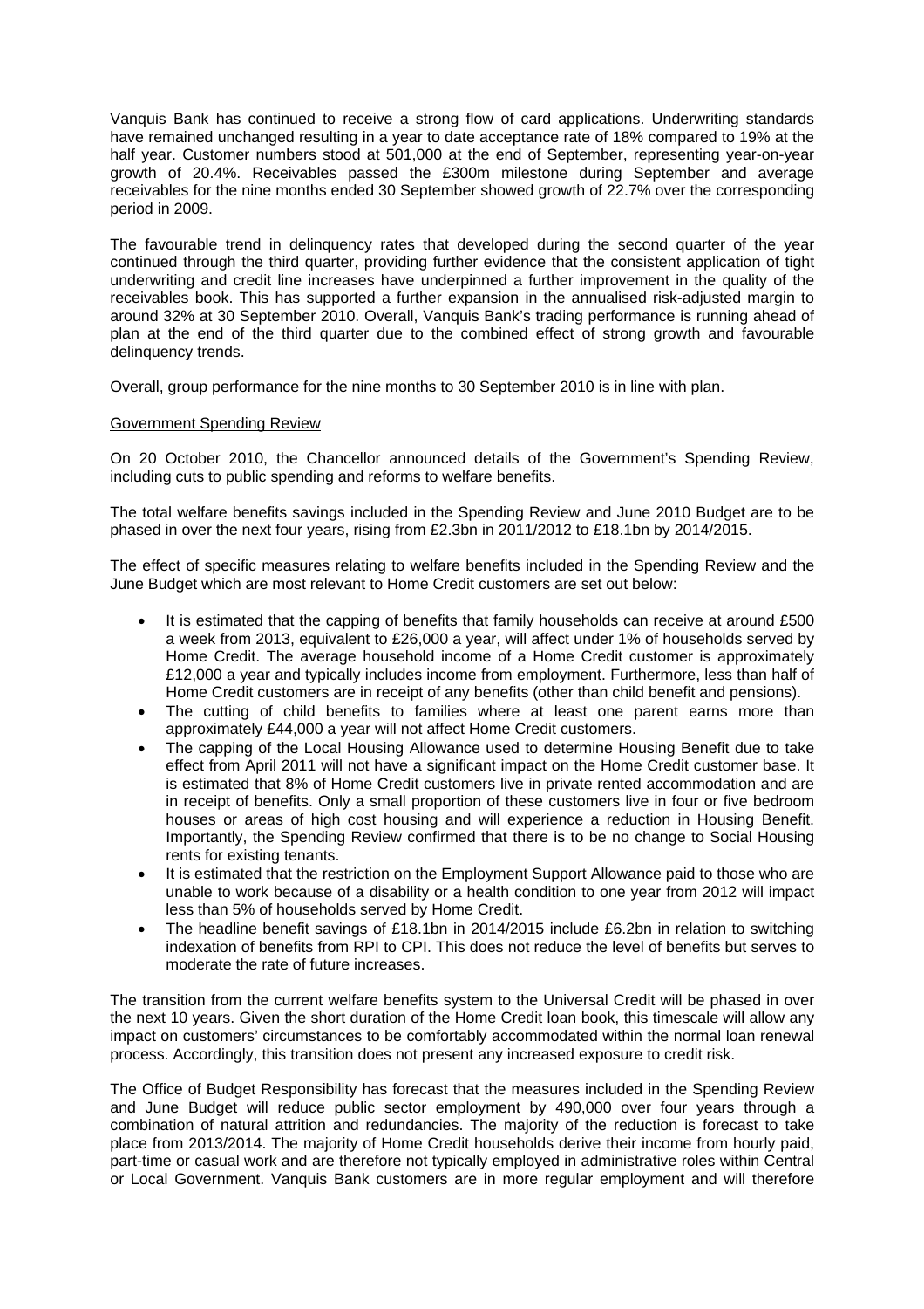Vanquis Bank has continued to receive a strong flow of card applications. Underwriting standards have remained unchanged resulting in a year to date acceptance rate of 18% compared to 19% at the half year. Customer numbers stood at 501,000 at the end of September, representing year-on-year growth of 20.4%. Receivables passed the £300m milestone during September and average receivables for the nine months ended 30 September showed growth of 22.7% over the corresponding period in 2009.

The favourable trend in delinquency rates that developed during the second quarter of the year continued through the third quarter, providing further evidence that the consistent application of tight underwriting and credit line increases have underpinned a further improvement in the quality of the receivables book. This has supported a further expansion in the annualised risk-adjusted margin to around 32% at 30 September 2010. Overall, Vanquis Bank's trading performance is running ahead of plan at the end of the third quarter due to the combined effect of strong growth and favourable delinquency trends.

Overall, group performance for the nine months to 30 September 2010 is in line with plan.

## Government Spending Review

On 20 October 2010, the Chancellor announced details of the Government's Spending Review, including cuts to public spending and reforms to welfare benefits.

The total welfare benefits savings included in the Spending Review and June 2010 Budget are to be phased in over the next four years, rising from £2.3bn in 2011/2012 to £18.1bn by 2014/2015.

The effect of specific measures relating to welfare benefits included in the Spending Review and the June Budget which are most relevant to Home Credit customers are set out below:

- It is estimated that the capping of benefits that family households can receive at around £500 a week from 2013, equivalent to £26,000 a year, will affect under 1% of households served by Home Credit. The average household income of a Home Credit customer is approximately £12,000 a year and typically includes income from employment. Furthermore, less than half of Home Credit customers are in receipt of any benefits (other than child benefit and pensions).
- The cutting of child benefits to families where at least one parent earns more than approximately £44,000 a year will not affect Home Credit customers.
- The capping of the Local Housing Allowance used to determine Housing Benefit due to take effect from April 2011 will not have a significant impact on the Home Credit customer base. It is estimated that 8% of Home Credit customers live in private rented accommodation and are in receipt of benefits. Only a small proportion of these customers live in four or five bedroom houses or areas of high cost housing and will experience a reduction in Housing Benefit. Importantly, the Spending Review confirmed that there is to be no change to Social Housing rents for existing tenants.
- It is estimated that the restriction on the Employment Support Allowance paid to those who are unable to work because of a disability or a health condition to one year from 2012 will impact less than 5% of households served by Home Credit.
- The headline benefit savings of £18.1bn in 2014/2015 include £6.2bn in relation to switching indexation of benefits from RPI to CPI. This does not reduce the level of benefits but serves to moderate the rate of future increases.

The transition from the current welfare benefits system to the Universal Credit will be phased in over the next 10 years. Given the short duration of the Home Credit loan book, this timescale will allow any impact on customers' circumstances to be comfortably accommodated within the normal loan renewal process. Accordingly, this transition does not present any increased exposure to credit risk.

The Office of Budget Responsibility has forecast that the measures included in the Spending Review and June Budget will reduce public sector employment by 490,000 over four years through a combination of natural attrition and redundancies. The majority of the reduction is forecast to take place from 2013/2014. The majority of Home Credit households derive their income from hourly paid, part-time or casual work and are therefore not typically employed in administrative roles within Central or Local Government. Vanquis Bank customers are in more regular employment and will therefore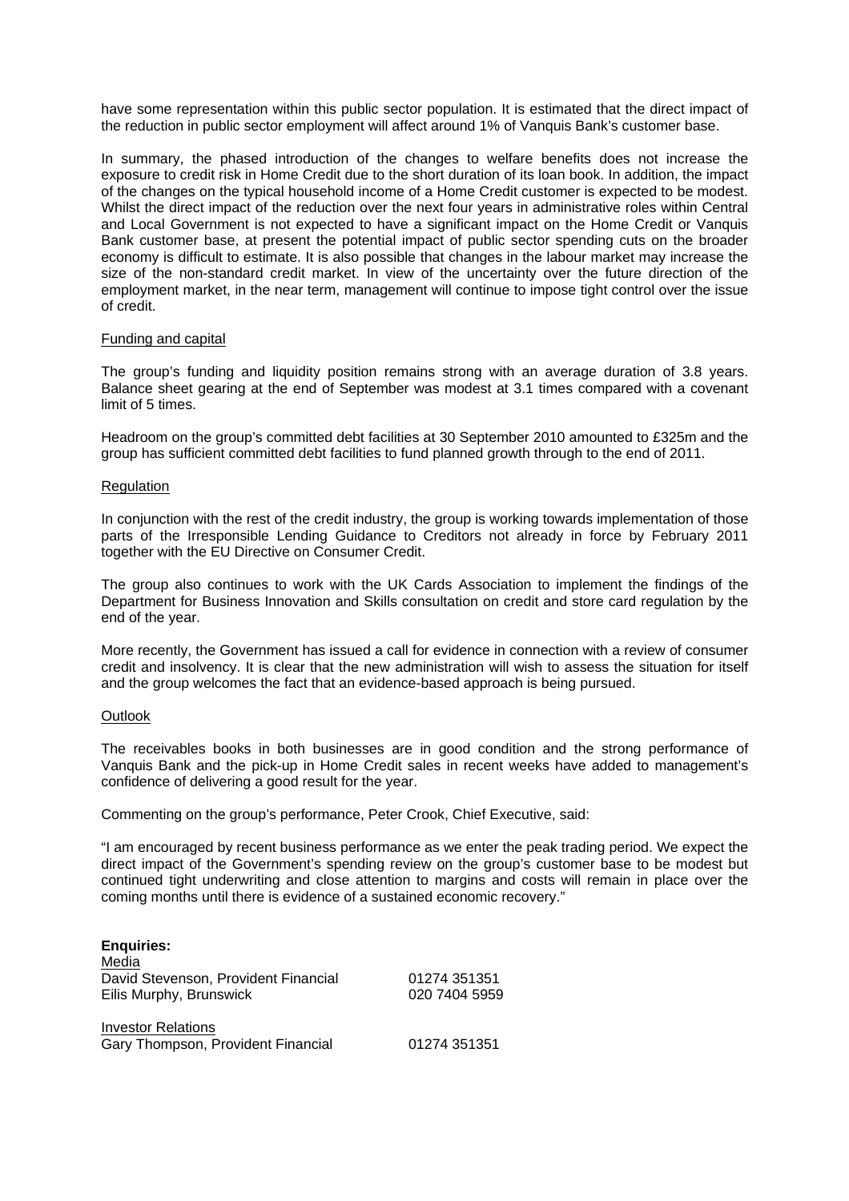have some representation within this public sector population. It is estimated that the direct impact of the reduction in public sector employment will affect around 1% of Vanquis Bank's customer base.

In summary, the phased introduction of the changes to welfare benefits does not increase the exposure to credit risk in Home Credit due to the short duration of its loan book. In addition, the impact of the changes on the typical household income of a Home Credit customer is expected to be modest. Whilst the direct impact of the reduction over the next four years in administrative roles within Central and Local Government is not expected to have a significant impact on the Home Credit or Vanquis Bank customer base, at present the potential impact of public sector spending cuts on the broader economy is difficult to estimate. It is also possible that changes in the labour market may increase the size of the non-standard credit market. In view of the uncertainty over the future direction of the employment market, in the near term, management will continue to impose tight control over the issue of credit.

## Funding and capital

The group's funding and liquidity position remains strong with an average duration of 3.8 years. Balance sheet gearing at the end of September was modest at 3.1 times compared with a covenant limit of 5 times.

Headroom on the group's committed debt facilities at 30 September 2010 amounted to £325m and the group has sufficient committed debt facilities to fund planned growth through to the end of 2011.

## Regulation

In conjunction with the rest of the credit industry, the group is working towards implementation of those parts of the Irresponsible Lending Guidance to Creditors not already in force by February 2011 together with the EU Directive on Consumer Credit.

The group also continues to work with the UK Cards Association to implement the findings of the Department for Business Innovation and Skills consultation on credit and store card regulation by the end of the year.

More recently, the Government has issued a call for evidence in connection with a review of consumer credit and insolvency. It is clear that the new administration will wish to assess the situation for itself and the group welcomes the fact that an evidence-based approach is being pursued.

## Outlook

The receivables books in both businesses are in good condition and the strong performance of Vanquis Bank and the pick-up in Home Credit sales in recent weeks have added to management's confidence of delivering a good result for the year.

Commenting on the group's performance, Peter Crook, Chief Executive, said:

"I am encouraged by recent business performance as we enter the peak trading period. We expect the direct impact of the Government's spending review on the group's customer base to be modest but continued tight underwriting and close attention to margins and costs will remain in place over the coming months until there is evidence of a sustained economic recovery."

**Enquiries:**

Media

| | |
|---|---|
| David Stevenson, Provident Financial | 01274 351351 |
| Eilis Murphy, Brunswick | 020 7404 5959 |

Investor Relations

| | |
|---|---|
| Gary Thompson, Provident Financial | 01274 351351 |